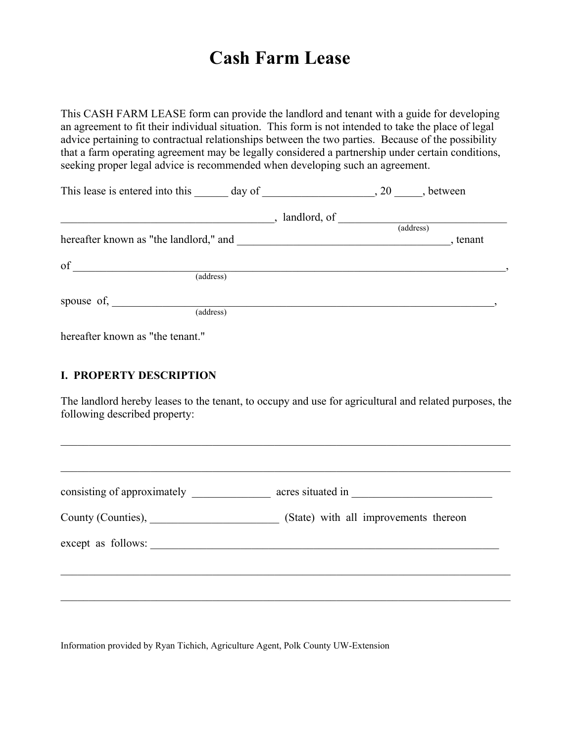# Cash Farm Lease

This CASH FARM LEASE form can provide the landlord and tenant with a guide for developing an agreement to fit their individual situation. This form is not intended to take the place of legal advice pertaining to contractual relationships between the two parties. Because of the possibility that a farm operating agreement may be legally considered a partnership under certain conditions, seeking proper legal advice is recommended when developing such an agreement.

This lease is entered into this ______ day of ____________________, 20 _____, between

_______________________________________, landlord, of _______________________________
(address)

hereafter known as "the landlord," and _______________________________________, tenant

of ________________________________________________________________________________,
(address)

spouse of, _________________________________________________________________________,
(address)

hereafter known as "the tenant."

## I. PROPERTY DESCRIPTION

The landlord hereby leases to the tenant, to occupy and use for agricultural and related purposes, the following described property:

___________________________________________________________________________________

___________________________________________________________________________________

consisting of approximately ______________ acres situated in _________________________

County (Counties), _______________________ (State) with all improvements thereon

except as follows: _________________________________________________________________

___________________________________________________________________________________

___________________________________________________________________________________

Information provided by Ryan Tichich, Agriculture Agent, Polk County UW-Extension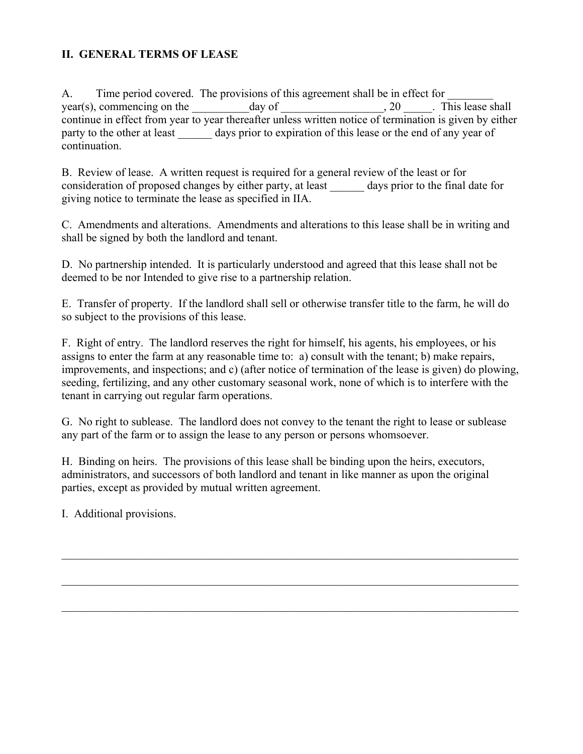## II. GENERAL TERMS OF LEASE

A. Time period covered. The provisions of this agreement shall be in effect for ________ year(s), commencing on the __________day of __________________, 20 _____. This lease shall continue in effect from year to year thereafter unless written notice of termination is given by either party to the other at least ______ days prior to expiration of this lease or the end of any year of continuation.

B. Review of lease. A written request is required for a general review of the least or for consideration of proposed changes by either party, at least ______ days prior to the final date for giving notice to terminate the lease as specified in IIA.

C. Amendments and alterations. Amendments and alterations to this lease shall be in writing and shall be signed by both the landlord and tenant.

D. No partnership intended. It is particularly understood and agreed that this lease shall not be deemed to be nor Intended to give rise to a partnership relation.

E. Transfer of property. If the landlord shall sell or otherwise transfer title to the farm, he will do so subject to the provisions of this lease.

F. Right of entry. The landlord reserves the right for himself, his agents, his employees, or his assigns to enter the farm at any reasonable time to: a) consult with the tenant; b) make repairs, improvements, and inspections; and c) (after notice of termination of the lease is given) do plowing, seeding, fertilizing, and any other customary seasonal work, none of which is to interfere with the tenant in carrying out regular farm operations.

G. No right to sublease. The landlord does not convey to the tenant the right to lease or sublease any part of the farm or to assign the lease to any person or persons whomsoever.

H. Binding on heirs. The provisions of this lease shall be binding upon the heirs, executors, administrators, and successors of both landlord and tenant in like manner as upon the original parties, except as provided by mutual written agreement.

I. Additional provisions.

______________________________________________________________________________

______________________________________________________________________________

______________________________________________________________________________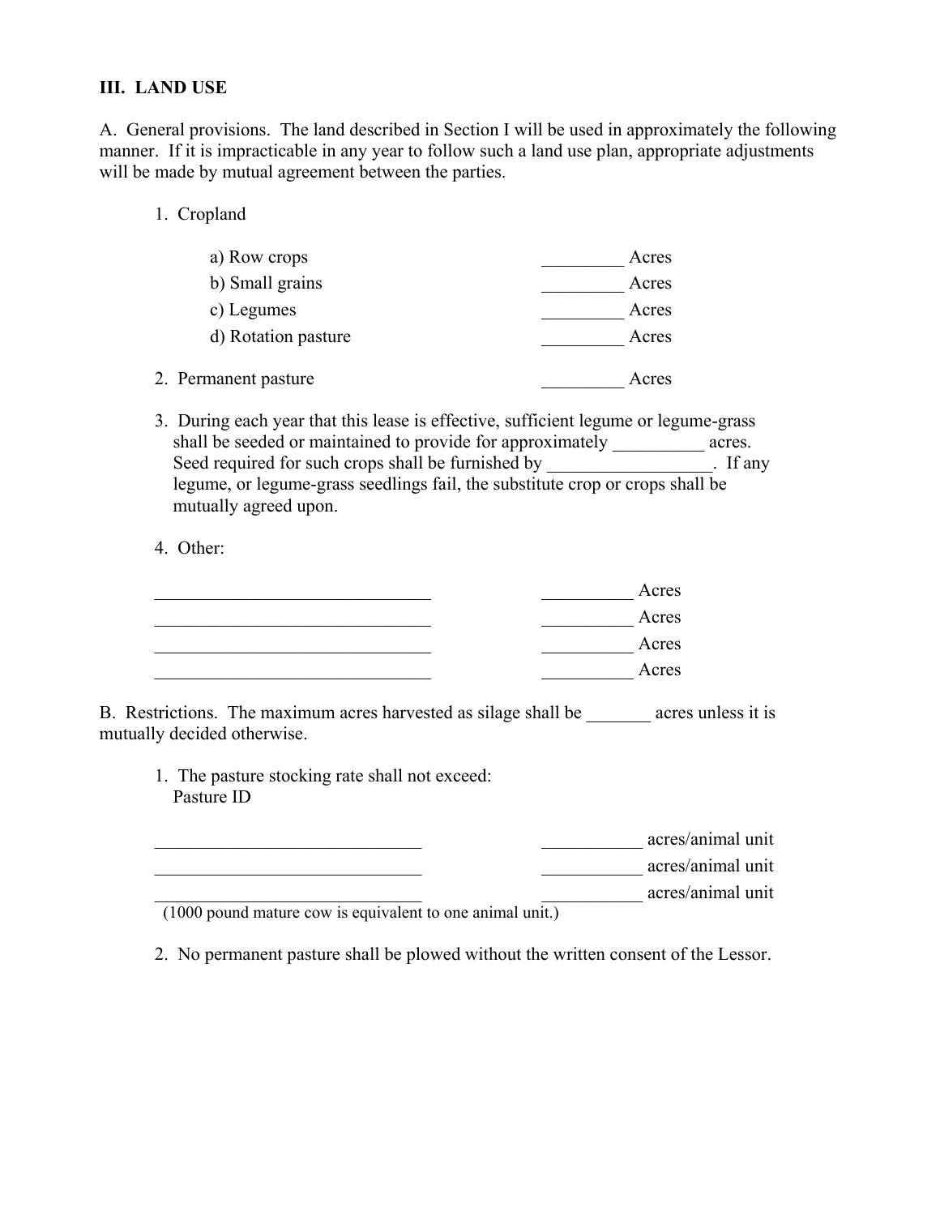## III. LAND USE

A. General provisions. The land described in Section I will be used in approximately the following manner. If it is impracticable in any year to follow such a land use plan, appropriate adjustments will be made by mutual agreement between the parties.

1. Cropland

   a) Row crops _________ Acres
   b) Small grains _________ Acres
   c) Legumes _________ Acres
   d) Rotation pasture _________ Acres

2. Permanent pasture _________ Acres

3. During each year that this lease is effective, sufficient legume or legume-grass shall be seeded or maintained to provide for approximately __________ acres. Seed required for such crops shall be furnished by __________________. If any legume, or legume-grass seedlings fail, the substitute crop or crops shall be mutually agreed upon.

4. Other:

   _______________________________ __________ Acres
   _______________________________ __________ Acres
   _______________________________ __________ Acres
   _______________________________ __________ Acres

B. Restrictions. The maximum acres harvested as silage shall be _______ acres unless it is mutually decided otherwise.

1. The pasture stocking rate shall not exceed:
   Pasture ID

   ______________________________ ___________ acres/animal unit
   ______________________________ ___________ acres/animal unit
   ______________________________ ___________ acres/animal unit
   (1000 pound mature cow is equivalent to one animal unit.)

2. No permanent pasture shall be plowed without the written consent of the Lessor.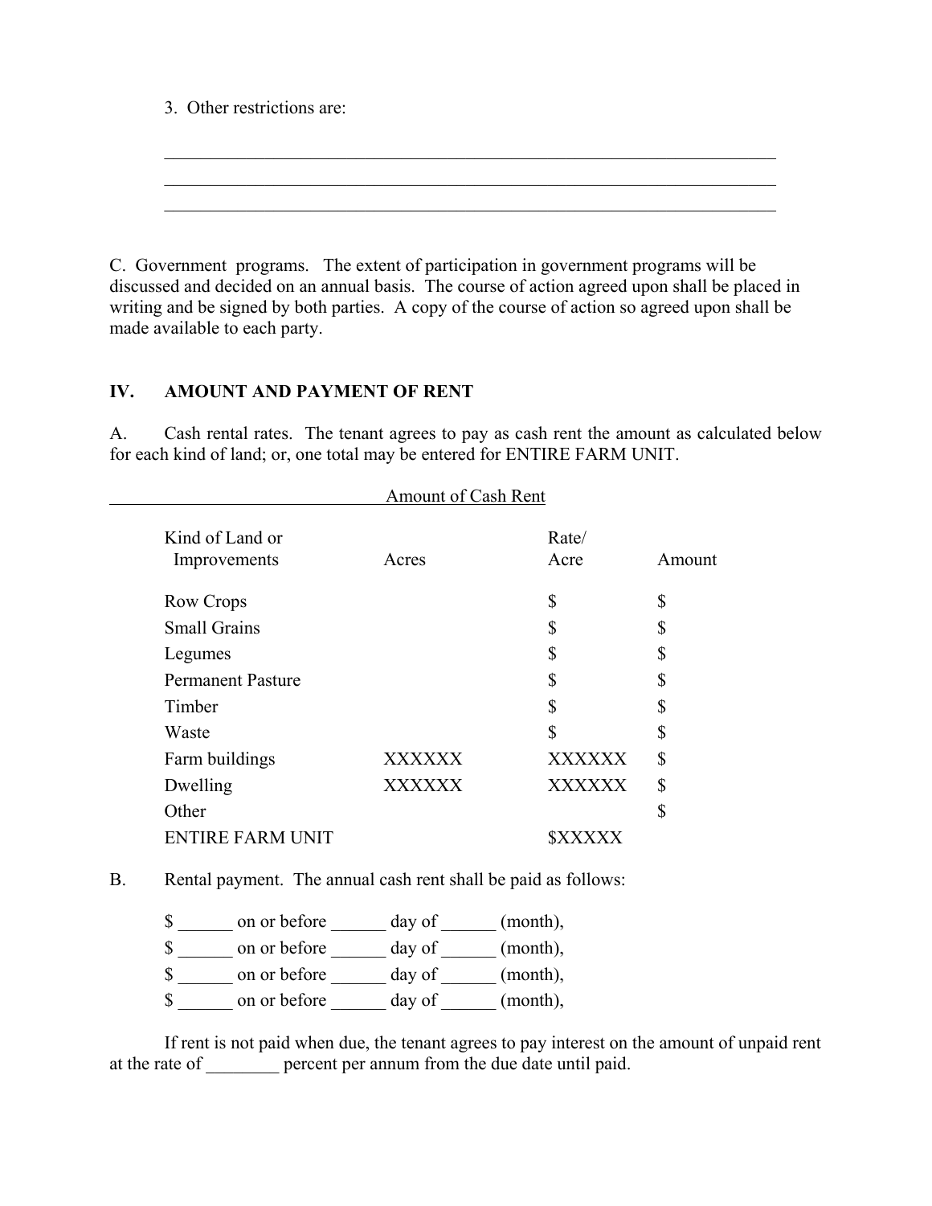3. Other restrictions are:

_____________________________________________________________________

_____________________________________________________________________

_____________________________________________________________________

C. Government programs. The extent of participation in government programs will be discussed and decided on an annual basis. The course of action agreed upon shall be placed in writing and be signed by both parties. A copy of the course of action so agreed upon shall be made available to each party.

## IV. AMOUNT AND PAYMENT OF RENT

A. Cash rental rates. The tenant agrees to pay as cash rent the amount as calculated below for each kind of land; or, one total may be entered for ENTIRE FARM UNIT.

Amount of Cash Rent

| Kind of Land or Improvements | Acres | Rate/ Acre | Amount |
|---|---|---|---|
| Row Crops | | $ | $ |
| Small Grains | | $ | $ |
| Legumes | | $ | $ |
| Permanent Pasture | | $ | $ |
| Timber | | $ | $ |
| Waste | | $ | $ |
| Farm buildings | XXXXXX | XXXXXX | $ |
| Dwelling | XXXXXX | XXXXXX | $ |
| Other | | | $ |
| ENTIRE FARM UNIT | | $XXXXX | |

B. Rental payment. The annual cash rent shall be paid as follows:

$ ______ on or before ______ day of ______ (month),
$ ______ on or before ______ day of ______ (month),
$ ______ on or before ______ day of ______ (month),
$ ______ on or before ______ day of ______ (month),

If rent is not paid when due, the tenant agrees to pay interest on the amount of unpaid rent at the rate of ________ percent per annum from the due date until paid.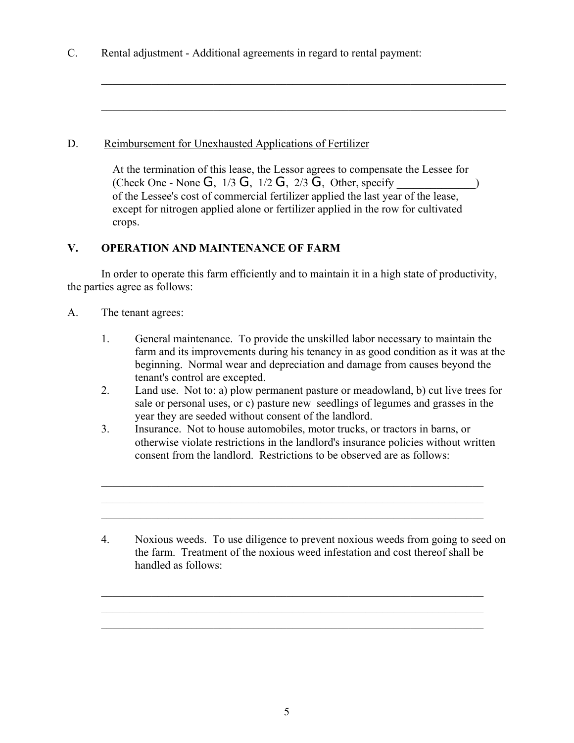C. Rental adjustment - Additional agreements in regard to rental payment:

______________________________________________________________________

______________________________________________________________________

D. <u>Reimbursement for Unexhausted Applications of Fertilizer</u>

At the termination of this lease, the Lessor agrees to compensate the Lessee for (Check One - None G, 1/3 G, 1/2 G, 2/3 G, Other, specify ______________) of the Lessee's cost of commercial fertilizer applied the last year of the lease, except for nitrogen applied alone or fertilizer applied in the row for cultivated crops.

## V. OPERATION AND MAINTENANCE OF FARM

In order to operate this farm efficiently and to maintain it in a high state of productivity, the parties agree as follows:

A. The tenant agrees:

1. General maintenance. To provide the unskilled labor necessary to maintain the farm and its improvements during his tenancy in as good condition as it was at the beginning. Normal wear and depreciation and damage from causes beyond the tenant's control are excepted.
2. Land use. Not to: a) plow permanent pasture or meadowland, b) cut live trees for sale or personal uses, or c) pasture new seedlings of legumes and grasses in the year they are seeded without consent of the landlord.
3. Insurance. Not to house automobiles, motor trucks, or tractors in barns, or otherwise violate restrictions in the landlord's insurance policies without written consent from the landlord. Restrictions to be observed are as follows:

   ______________________________________________________________________
   ______________________________________________________________________
   ______________________________________________________________________

4. Noxious weeds. To use diligence to prevent noxious weeds from going to seed on the farm. Treatment of the noxious weed infestation and cost thereof shall be handled as follows:

   ______________________________________________________________________
   ______________________________________________________________________
   ______________________________________________________________________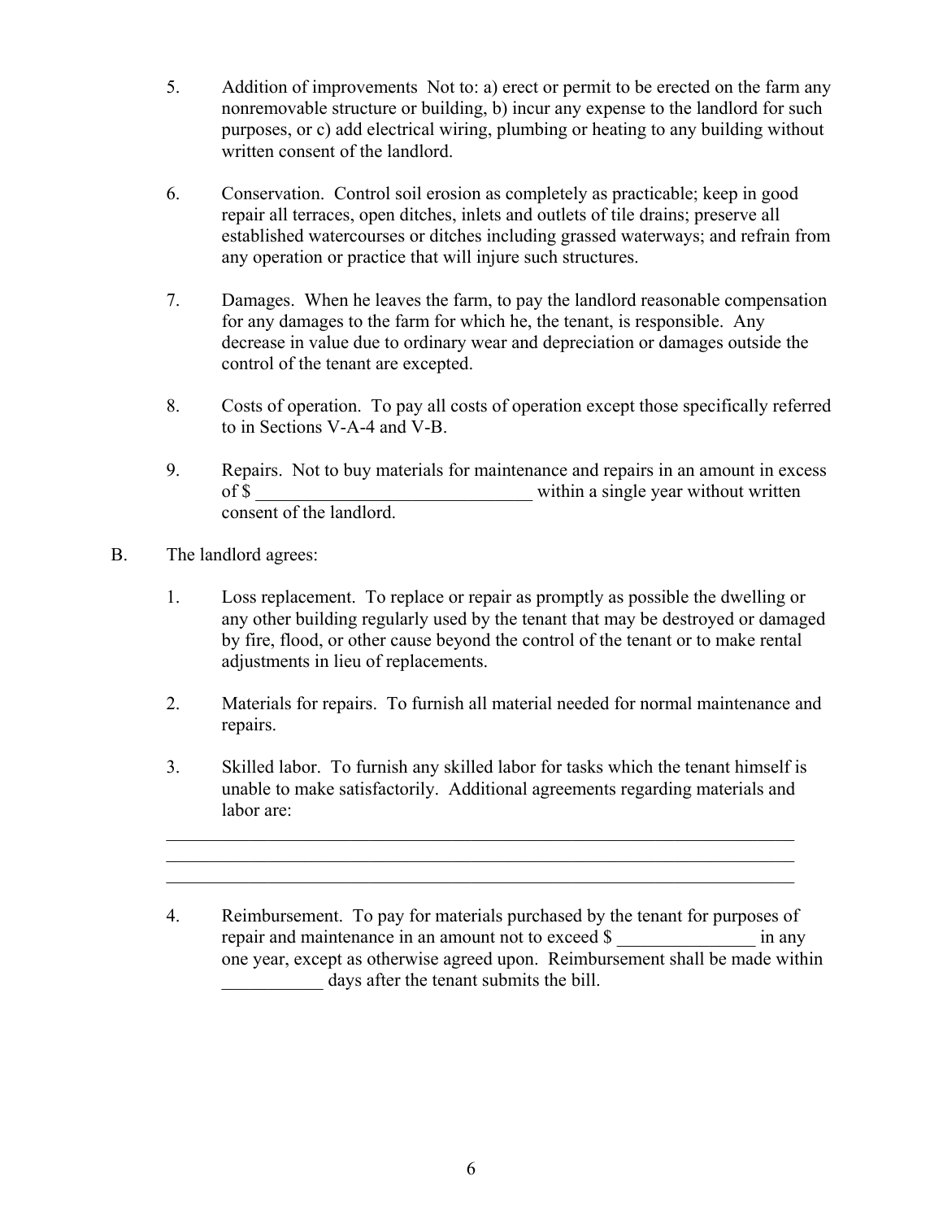5. Addition of improvements Not to: a) erect or permit to be erected on the farm any nonremovable structure or building, b) incur any expense to the landlord for such purposes, or c) add electrical wiring, plumbing or heating to any building without written consent of the landlord.

6. Conservation. Control soil erosion as completely as practicable; keep in good repair all terraces, open ditches, inlets and outlets of tile drains; preserve all established watercourses or ditches including grassed waterways; and refrain from any operation or practice that will injure such structures.

7. Damages. When he leaves the farm, to pay the landlord reasonable compensation for any damages to the farm for which he, the tenant, is responsible. Any decrease in value due to ordinary wear and depreciation or damages outside the control of the tenant are excepted.

8. Costs of operation. To pay all costs of operation except those specifically referred to in Sections V-A-4 and V-B.

9. Repairs. Not to buy materials for maintenance and repairs in an amount in excess of $ ______________________________ within a single year without written consent of the landlord.

B. The landlord agrees:

1. Loss replacement. To replace or repair as promptly as possible the dwelling or any other building regularly used by the tenant that may be destroyed or damaged by fire, flood, or other cause beyond the control of the tenant or to make rental adjustments in lieu of replacements.

2. Materials for repairs. To furnish all material needed for normal maintenance and repairs.

3. Skilled labor. To furnish any skilled labor for tasks which the tenant himself is unable to make satisfactorily. Additional agreements regarding materials and labor are:

______________________________________________________________________
______________________________________________________________________
______________________________________________________________________

4. Reimbursement. To pay for materials purchased by the tenant for purposes of repair and maintenance in an amount not to exceed $ _______________ in any one year, except as otherwise agreed upon. Reimbursement shall be made within ___________ days after the tenant submits the bill.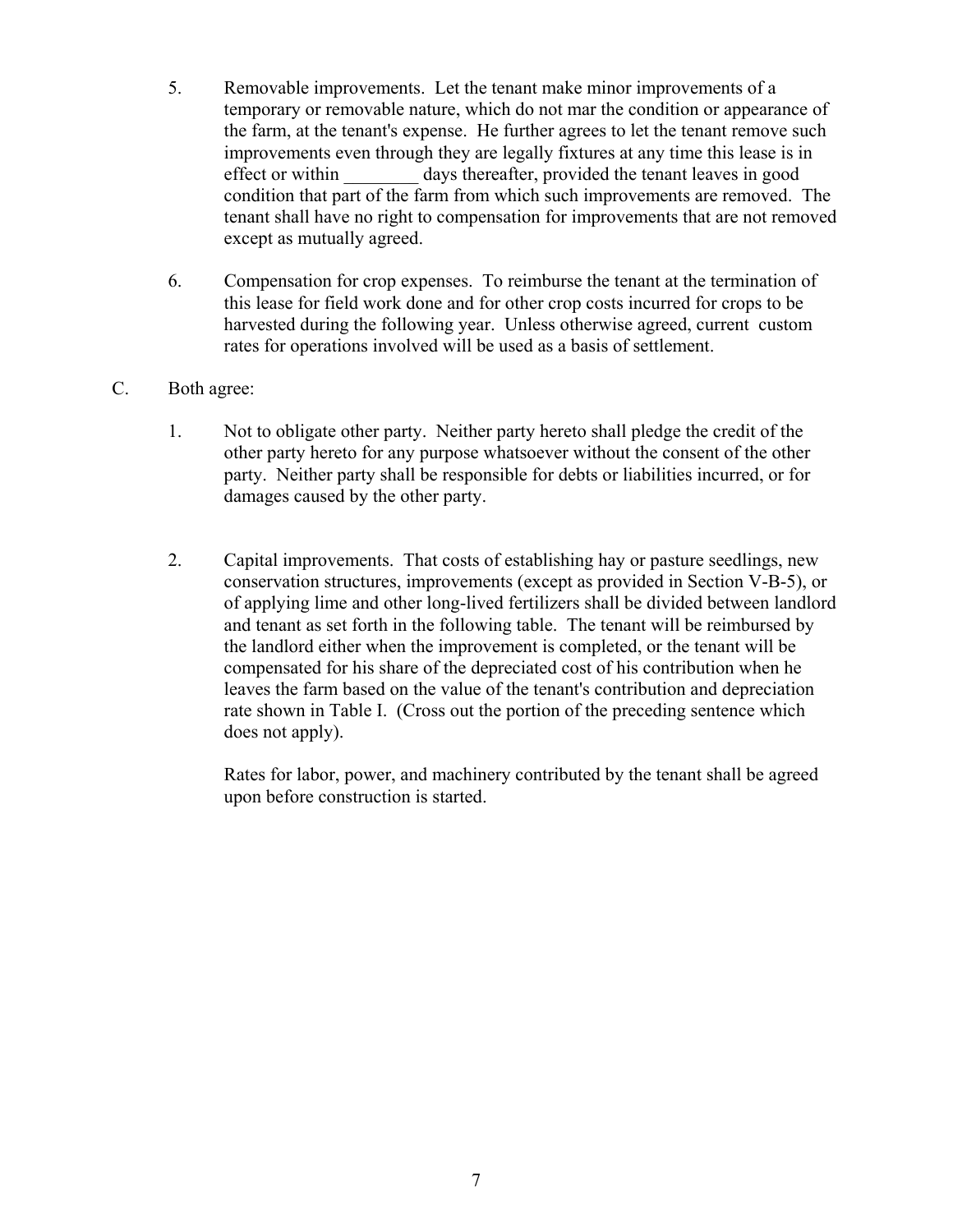5. Removable improvements. Let the tenant make minor improvements of a temporary or removable nature, which do not mar the condition or appearance of the farm, at the tenant's expense. He further agrees to let the tenant remove such improvements even through they are legally fixtures at any time this lease is in effect or within ________ days thereafter, provided the tenant leaves in good condition that part of the farm from which such improvements are removed. The tenant shall have no right to compensation for improvements that are not removed except as mutually agreed.

6. Compensation for crop expenses. To reimburse the tenant at the termination of this lease for field work done and for other crop costs incurred for crops to be harvested during the following year. Unless otherwise agreed, current custom rates for operations involved will be used as a basis of settlement.

C. Both agree:

1. Not to obligate other party. Neither party hereto shall pledge the credit of the other party hereto for any purpose whatsoever without the consent of the other party. Neither party shall be responsible for debts or liabilities incurred, or for damages caused by the other party.

2. Capital improvements. That costs of establishing hay or pasture seedlings, new conservation structures, improvements (except as provided in Section V-B-5), or of applying lime and other long-lived fertilizers shall be divided between landlord and tenant as set forth in the following table. The tenant will be reimbursed by the landlord either when the improvement is completed, or the tenant will be compensated for his share of the depreciated cost of his contribution when he leaves the farm based on the value of the tenant's contribution and depreciation rate shown in Table I. (Cross out the portion of the preceding sentence which does not apply).

   Rates for labor, power, and machinery contributed by the tenant shall be agreed upon before construction is started.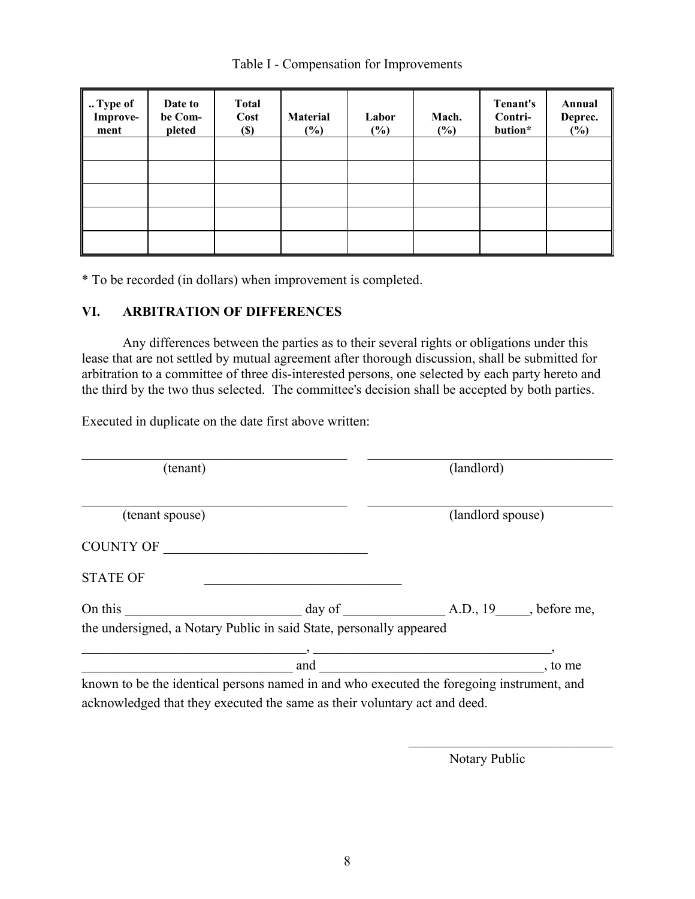Table I - Compensation for Improvements

| .. Type of Improve-ment | Date to be Com-pleted | Total Cost ($) | Material (%) | Labor (%) | Mach. (%) | Tenant's Contri-bution* | Annual Deprec. (%) |
|---|---|---|---|---|---|---|---|
| | | | | | | | |
| | | | | | | | |
| | | | | | | | |
| | | | | | | | |
| | | | | | | | |

* To be recorded (in dollars) when improvement is completed.

## VI. ARBITRATION OF DIFFERENCES

Any differences between the parties as to their several rights or obligations under this lease that are not settled by mutual agreement after thorough discussion, shall be submitted for arbitration to a committee of three dis-interested persons, one selected by each party hereto and the third by the two thus selected. The committee's decision shall be accepted by both parties.

Executed in duplicate on the date first above written:

\_\_\_\_\_\_\_\_\_\_\_\_\_\_\_\_\_\_\_\_\_\_\_\_\_\_\_\_\_\_\_\_\_\_\_\_\_\_\_\_ \_\_\_\_\_\_\_\_\_\_\_\_\_\_\_\_\_\_\_\_\_\_\_\_\_\_\_\_\_\_\_\_\_\_\_\_\_\_\_\_
(tenant) (landlord)

\_\_\_\_\_\_\_\_\_\_\_\_\_\_\_\_\_\_\_\_\_\_\_\_\_\_\_\_\_\_\_\_\_\_\_\_\_\_\_\_ \_\_\_\_\_\_\_\_\_\_\_\_\_\_\_\_\_\_\_\_\_\_\_\_\_\_\_\_\_\_\_\_\_\_\_\_\_\_\_\_
(tenant spouse) (landlord spouse)

COUNTY OF \_\_\_\_\_\_\_\_\_\_\_\_\_\_\_\_\_\_\_\_\_\_\_\_\_\_\_\_\_\_\_

STATE OF \_\_\_\_\_\_\_\_\_\_\_\_\_\_\_\_\_\_\_\_\_\_\_\_\_\_\_\_\_\_\_

On this \_\_\_\_\_\_\_\_\_\_\_\_\_\_\_\_\_\_\_\_\_\_\_\_\_\_ day of \_\_\_\_\_\_\_\_\_\_\_\_\_\_\_ A.D., 19\_\_\_\_\_, before me, the undersigned, a Notary Public in said State, personally appeared

\_\_\_\_\_\_\_\_\_\_\_\_\_\_\_\_\_\_\_\_\_\_\_\_\_\_\_\_\_\_\_\_\_\_, \_\_\_\_\_\_\_\_\_\_\_\_\_\_\_\_\_\_\_\_\_\_\_\_\_\_\_\_\_\_\_\_\_\_\_,
\_\_\_\_\_\_\_\_\_\_\_\_\_\_\_\_\_\_\_\_\_\_\_\_\_\_\_\_\_\_\_ and \_\_\_\_\_\_\_\_\_\_\_\_\_\_\_\_\_\_\_\_\_\_\_\_\_\_\_\_\_\_\_\_\_, to me known to be the identical persons named in and who executed the foregoing instrument, and acknowledged that they executed the same as their voluntary act and deed.

\_\_\_\_\_\_\_\_\_\_\_\_\_\_\_\_\_\_\_\_\_\_\_\_\_\_\_\_\_\_\_
Notary Public